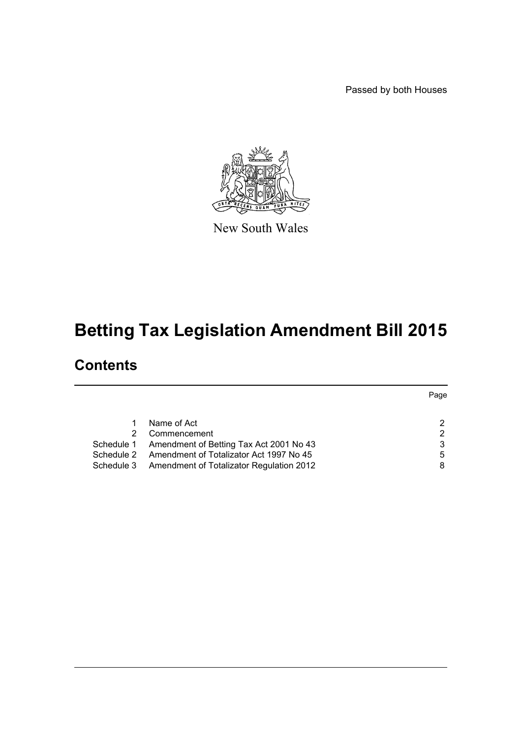Passed by both Houses

New South Wales

# Betting Tax Legislation Amendment Bill 2015

## Contents

| | | Page |
|---|---|---|
| 1 | Name of Act | 2 |
| 2 | Commencement | 2 |
| Schedule 1 | Amendment of Betting Tax Act 2001 No 43 | 3 |
| Schedule 2 | Amendment of Totalizator Act 1997 No 45 | 5 |
| Schedule 3 | Amendment of Totalizator Regulation 2012 | 8 |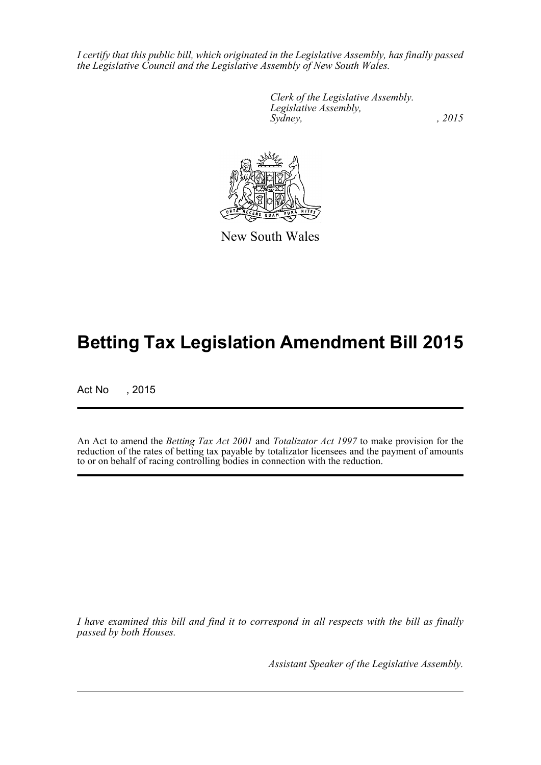*I certify that this public bill, which originated in the Legislative Assembly, has finally passed the Legislative Council and the Legislative Assembly of New South Wales.*

*Clerk of the Legislative Assembly.*
*Legislative Assembly,*
*Sydney, , 2015*

New South Wales

# Betting Tax Legislation Amendment Bill 2015

Act No , 2015

An Act to amend the *Betting Tax Act 2001* and *Totalizator Act 1997* to make provision for the reduction of the rates of betting tax payable by totalizator licensees and the payment of amounts to or on behalf of racing controlling bodies in connection with the reduction.

*I have examined this bill and find it to correspond in all respects with the bill as finally passed by both Houses.*

*Assistant Speaker of the Legislative Assembly.*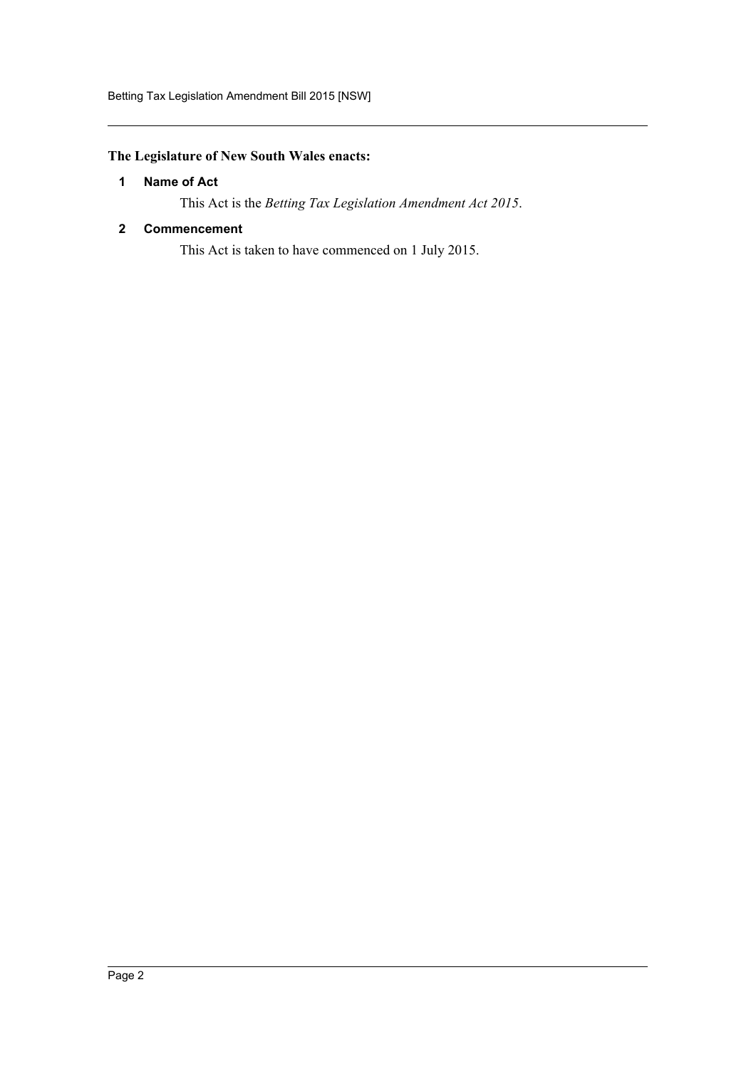**The Legislature of New South Wales enacts:**

### 1 Name of Act

This Act is the *Betting Tax Legislation Amendment Act 2015*.

### 2 Commencement

This Act is taken to have commenced on 1 July 2015.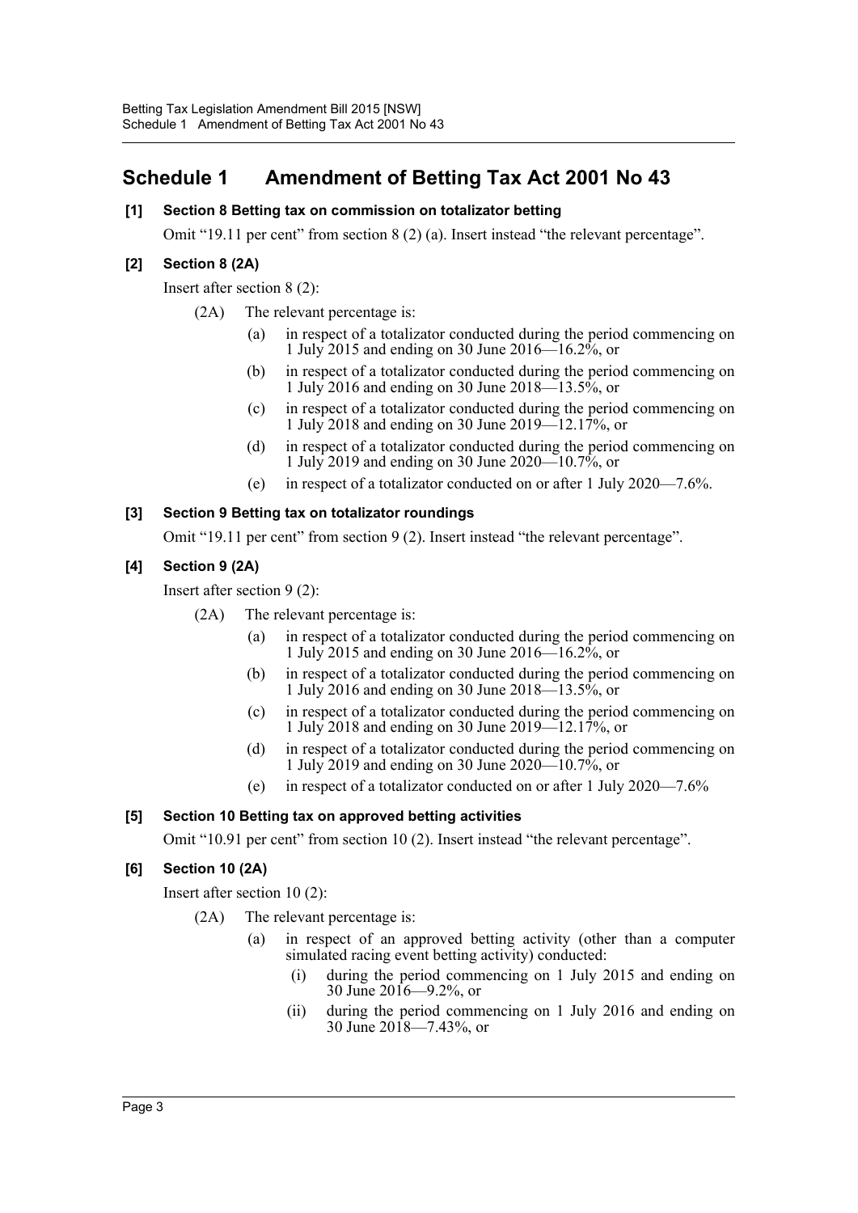## Schedule 1 Amendment of Betting Tax Act 2001 No 43

**[1] Section 8 Betting tax on commission on totalizator betting**

Omit "19.11 per cent" from section 8 (2) (a). Insert instead "the relevant percentage".

**[2] Section 8 (2A)**

Insert after section 8 (2):

(2A) The relevant percentage is:

- (a) in respect of a totalizator conducted during the period commencing on 1 July 2015 and ending on 30 June 2016—16.2%, or
- (b) in respect of a totalizator conducted during the period commencing on 1 July 2016 and ending on 30 June 2018—13.5%, or
- (c) in respect of a totalizator conducted during the period commencing on 1 July 2018 and ending on 30 June 2019—12.17%, or
- (d) in respect of a totalizator conducted during the period commencing on 1 July 2019 and ending on 30 June 2020—10.7%, or
- (e) in respect of a totalizator conducted on or after 1 July 2020—7.6%.

**[3] Section 9 Betting tax on totalizator roundings**

Omit "19.11 per cent" from section 9 (2). Insert instead "the relevant percentage".

**[4] Section 9 (2A)**

Insert after section 9 (2):

(2A) The relevant percentage is:

- (a) in respect of a totalizator conducted during the period commencing on 1 July 2015 and ending on 30 June 2016—16.2%, or
- (b) in respect of a totalizator conducted during the period commencing on 1 July 2016 and ending on 30 June 2018—13.5%, or
- (c) in respect of a totalizator conducted during the period commencing on 1 July 2018 and ending on 30 June 2019—12.17%, or
- (d) in respect of a totalizator conducted during the period commencing on 1 July 2019 and ending on 30 June 2020—10.7%, or
- (e) in respect of a totalizator conducted on or after 1 July 2020—7.6%

**[5] Section 10 Betting tax on approved betting activities**

Omit "10.91 per cent" from section 10 (2). Insert instead "the relevant percentage".

**[6] Section 10 (2A)**

Insert after section 10 (2):

(2A) The relevant percentage is:

- (a) in respect of an approved betting activity (other than a computer simulated racing event betting activity) conducted:
  - (i) during the period commencing on 1 July 2015 and ending on 30 June 2016—9.2%, or
  - (ii) during the period commencing on 1 July 2016 and ending on 30 June 2018—7.43%, or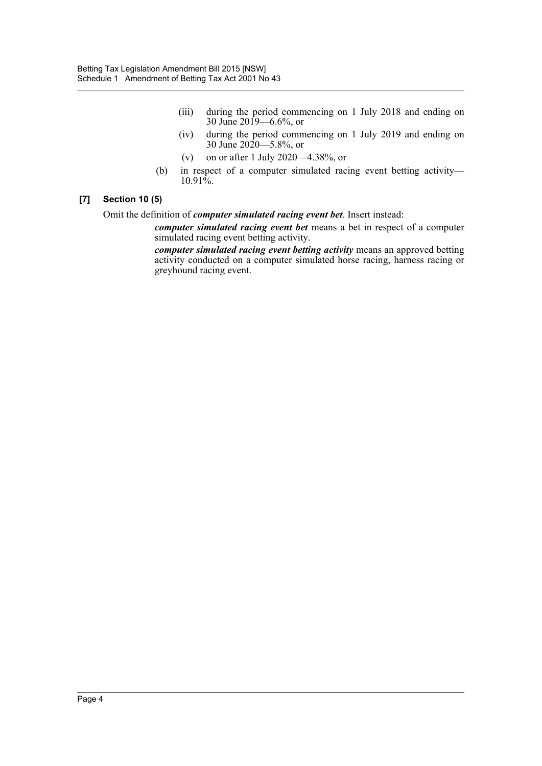(iii) during the period commencing on 1 July 2018 and ending on 30 June 2019—6.6%, or

(iv) during the period commencing on 1 July 2019 and ending on 30 June 2020—5.8%, or

(v) on or after 1 July 2020—4.38%, or

(b) in respect of a computer simulated racing event betting activity—10.91%.

**[7] Section 10 (5)**

Omit the definition of ***computer simulated racing event bet***. Insert instead:

***computer simulated racing event bet*** means a bet in respect of a computer simulated racing event betting activity.

***computer simulated racing event betting activity*** means an approved betting activity conducted on a computer simulated horse racing, harness racing or greyhound racing event.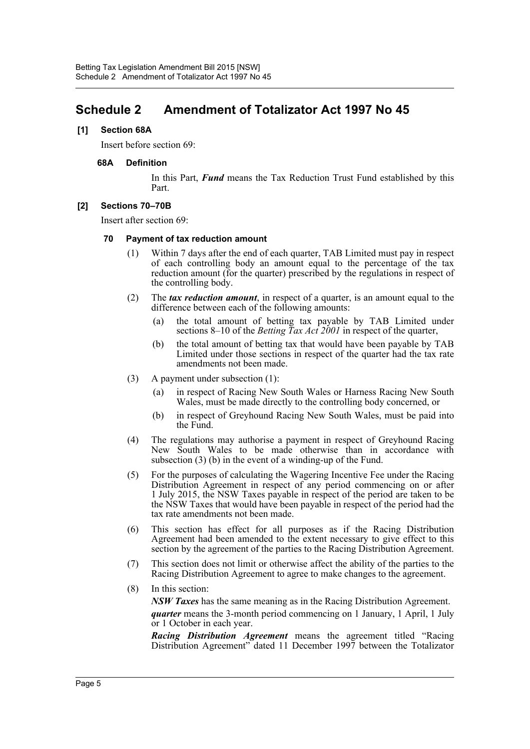# Schedule 2 Amendment of Totalizator Act 1997 No 45

**[1] Section 68A**

Insert before section 69:

**68A Definition**

In this Part, ***Fund*** means the Tax Reduction Trust Fund established by this Part.

**[2] Sections 70–70B**

Insert after section 69:

**70 Payment of tax reduction amount**

(1) Within 7 days after the end of each quarter, TAB Limited must pay in respect of each controlling body an amount equal to the percentage of the tax reduction amount (for the quarter) prescribed by the regulations in respect of the controlling body.

(2) The ***tax reduction amount***, in respect of a quarter, is an amount equal to the difference between each of the following amounts:

(a) the total amount of betting tax payable by TAB Limited under sections 8–10 of the *Betting Tax Act 2001* in respect of the quarter,

(b) the total amount of betting tax that would have been payable by TAB Limited under those sections in respect of the quarter had the tax rate amendments not been made.

(3) A payment under subsection (1):

(a) in respect of Racing New South Wales or Harness Racing New South Wales, must be made directly to the controlling body concerned, or

(b) in respect of Greyhound Racing New South Wales, must be paid into the Fund.

(4) The regulations may authorise a payment in respect of Greyhound Racing New South Wales to be made otherwise than in accordance with subsection (3) (b) in the event of a winding-up of the Fund.

(5) For the purposes of calculating the Wagering Incentive Fee under the Racing Distribution Agreement in respect of any period commencing on or after 1 July 2015, the NSW Taxes payable in respect of the period are taken to be the NSW Taxes that would have been payable in respect of the period had the tax rate amendments not been made.

(6) This section has effect for all purposes as if the Racing Distribution Agreement had been amended to the extent necessary to give effect to this section by the agreement of the parties to the Racing Distribution Agreement.

(7) This section does not limit or otherwise affect the ability of the parties to the Racing Distribution Agreement to agree to make changes to the agreement.

(8) In this section:

***NSW Taxes*** has the same meaning as in the Racing Distribution Agreement.

***quarter*** means the 3-month period commencing on 1 January, 1 April, 1 July or 1 October in each year.

***Racing Distribution Agreement*** means the agreement titled "Racing Distribution Agreement" dated 11 December 1997 between the Totalizator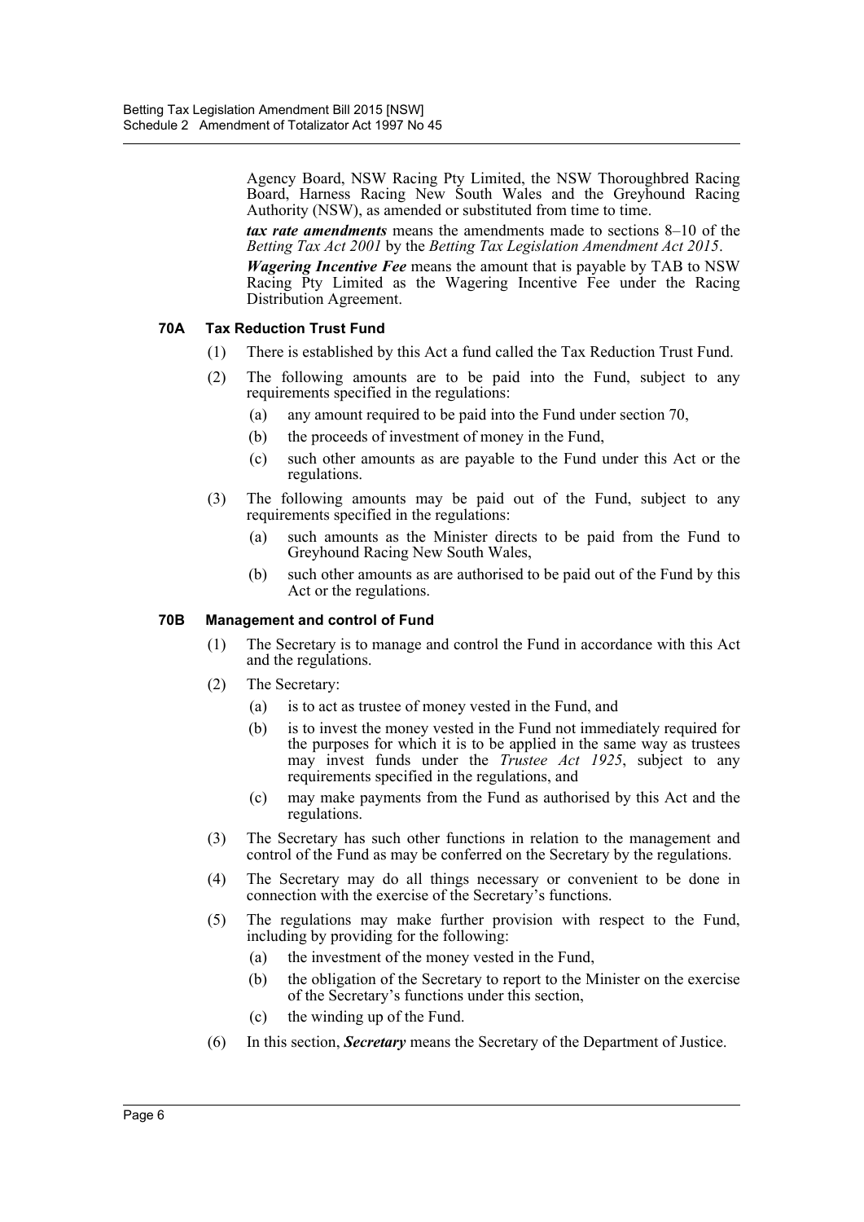Agency Board, NSW Racing Pty Limited, the NSW Thoroughbred Racing Board, Harness Racing New South Wales and the Greyhound Racing Authority (NSW), as amended or substituted from time to time.

***tax rate amendments*** means the amendments made to sections 8–10 of the *Betting Tax Act 2001* by the *Betting Tax Legislation Amendment Act 2015*.

***Wagering Incentive Fee*** means the amount that is payable by TAB to NSW Racing Pty Limited as the Wagering Incentive Fee under the Racing Distribution Agreement.

### 70A Tax Reduction Trust Fund

(1) There is established by this Act a fund called the Tax Reduction Trust Fund.

(2) The following amounts are to be paid into the Fund, subject to any requirements specified in the regulations:

- (a) any amount required to be paid into the Fund under section 70,
- (b) the proceeds of investment of money in the Fund,
- (c) such other amounts as are payable to the Fund under this Act or the regulations.

(3) The following amounts may be paid out of the Fund, subject to any requirements specified in the regulations:

- (a) such amounts as the Minister directs to be paid from the Fund to Greyhound Racing New South Wales,
- (b) such other amounts as are authorised to be paid out of the Fund by this Act or the regulations.

### 70B Management and control of Fund

(1) The Secretary is to manage and control the Fund in accordance with this Act and the regulations.

(2) The Secretary:

- (a) is to act as trustee of money vested in the Fund, and
- (b) is to invest the money vested in the Fund not immediately required for the purposes for which it is to be applied in the same way as trustees may invest funds under the *Trustee Act 1925*, subject to any requirements specified in the regulations, and
- (c) may make payments from the Fund as authorised by this Act and the regulations.

(3) The Secretary has such other functions in relation to the management and control of the Fund as may be conferred on the Secretary by the regulations.

(4) The Secretary may do all things necessary or convenient to be done in connection with the exercise of the Secretary's functions.

(5) The regulations may make further provision with respect to the Fund, including by providing for the following:

- (a) the investment of the money vested in the Fund,
- (b) the obligation of the Secretary to report to the Minister on the exercise of the Secretary's functions under this section,
- (c) the winding up of the Fund.

(6) In this section, ***Secretary*** means the Secretary of the Department of Justice.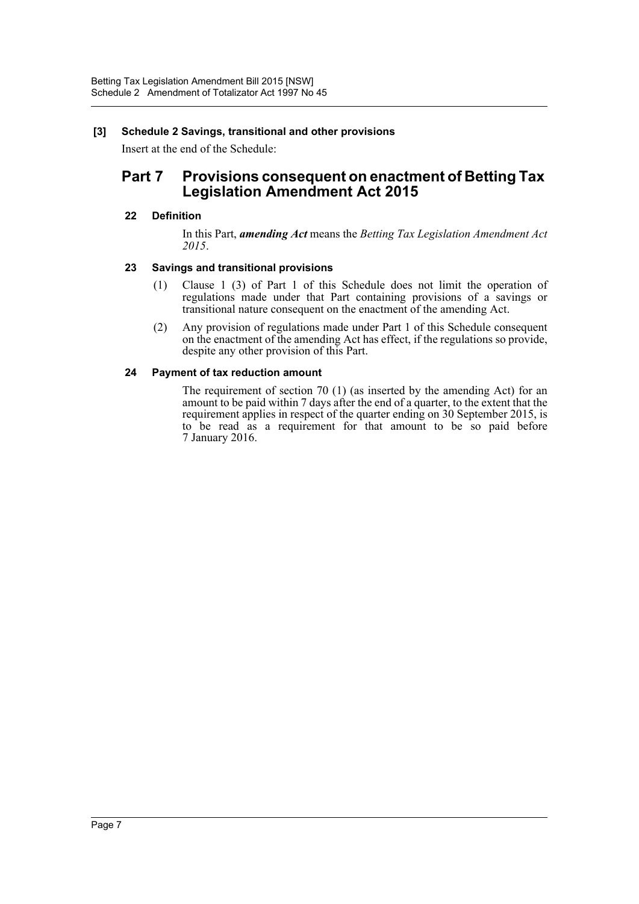**[3] Schedule 2 Savings, transitional and other provisions**

Insert at the end of the Schedule:

## Part 7 Provisions consequent on enactment of Betting Tax Legislation Amendment Act 2015

### 22 Definition

In this Part, ***amending Act*** means the *Betting Tax Legislation Amendment Act 2015*.

### 23 Savings and transitional provisions

(1) Clause 1 (3) of Part 1 of this Schedule does not limit the operation of regulations made under that Part containing provisions of a savings or transitional nature consequent on the enactment of the amending Act.

(2) Any provision of regulations made under Part 1 of this Schedule consequent on the enactment of the amending Act has effect, if the regulations so provide, despite any other provision of this Part.

### 24 Payment of tax reduction amount

The requirement of section 70 (1) (as inserted by the amending Act) for an amount to be paid within 7 days after the end of a quarter, to the extent that the requirement applies in respect of the quarter ending on 30 September 2015, is to be read as a requirement for that amount to be so paid before 7 January 2016.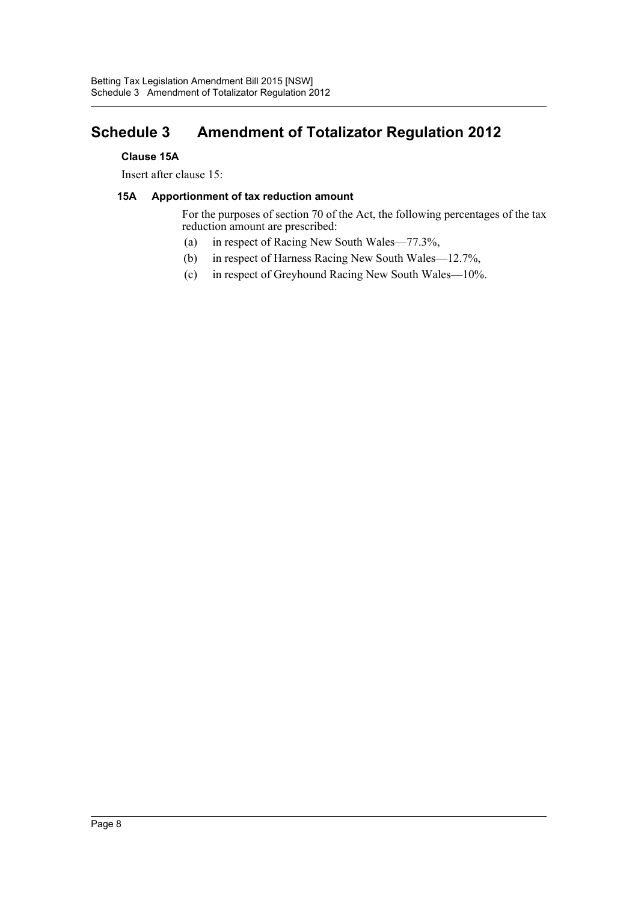# Schedule 3 Amendment of Totalizator Regulation 2012

### Clause 15A

Insert after clause 15:

#### 15A Apportionment of tax reduction amount

For the purposes of section 70 of the Act, the following percentages of the tax reduction amount are prescribed:

- (a) in respect of Racing New South Wales—77.3%,
- (b) in respect of Harness Racing New South Wales—12.7%,
- (c) in respect of Greyhound Racing New South Wales—10%.